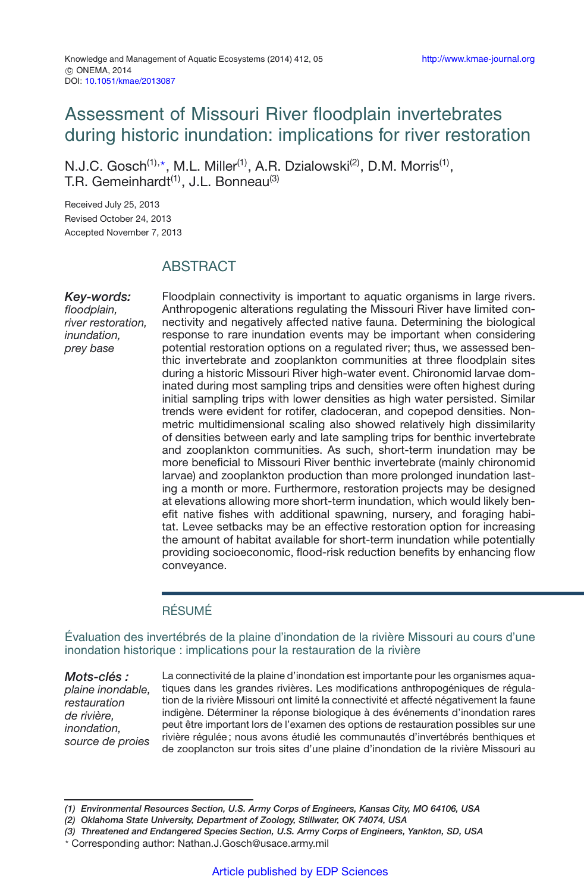# Assessment of Missouri River floodplain invertebrates during historic inundation: implications for river restoration

N.J.C. Gosch[(1),*], M.L. Miller[(1)], A.R. Dzialowski[(2)], D.M. Morris[(1)], T.R. Gemeinhardt[(1)], J.L. Bonneau[(3)]

Received July 25, 2013
Revised October 24, 2013
Accepted November 7, 2013

## ABSTRACT

***Key-words:*** *floodplain, river restoration, inundation, prey base*

Floodplain connectivity is important to aquatic organisms in large rivers. Anthropogenic alterations regulating the Missouri River have limited connectivity and negatively affected native fauna. Determining the biological response to rare inundation events may be important when considering potential restoration options on a regulated river; thus, we assessed benthic invertebrate and zooplankton communities at three floodplain sites during a historic Missouri River high-water event. Chironomid larvae dominated during most sampling trips and densities were often highest during initial sampling trips with lower densities as high water persisted. Similar trends were evident for rotifer, cladoceran, and copepod densities. Nonmetric multidimensional scaling also showed relatively high dissimilarity of densities between early and late sampling trips for benthic invertebrate and zooplankton communities. As such, short-term inundation may be more beneficial to Missouri River benthic invertebrate (mainly chironomid larvae) and zooplankton production than more prolonged inundation lasting a month or more. Furthermore, restoration projects may be designed at elevations allowing more short-term inundation, which would likely benefit native fishes with additional spawning, nursery, and foraging habitat. Levee setbacks may be an effective restoration option for increasing the amount of habitat available for short-term inundation while potentially providing socioeconomic, flood-risk reduction benefits by enhancing flow conveyance.

## RÉSUMÉ

### Évaluation des invertébrés de la plaine d'inondation de la rivière Missouri au cours d'une inondation historique : implications pour la restauration de la rivière

***Mots-clés :*** *plaine inondable, restauration de rivière, inondation, source de proies*

La connectivité de la plaine d'inondation est importante pour les organismes aquatiques dans les grandes rivières. Les modifications anthropogéniques de régulation de la rivière Missouri ont limité la connectivité et affecté négativement la faune indigène. Déterminer la réponse biologique à des événements d'inondation rares peut être important lors de l'examen des options de restauration possibles sur une rivière régulée ; nous avons étudié les communautés d'invertébrés benthiques et de zooplancton sur trois sites d'une plaine d'inondation de la rivière Missouri au

---

*(1) Environmental Resources Section, U.S. Army Corps of Engineers, Kansas City, MO 64106, USA*
*(2) Oklahoma State University, Department of Zoology, Stillwater, OK 74074, USA*
*(3) Threatened and Endangered Species Section, U.S. Army Corps of Engineers, Yankton, SD, USA*
* Corresponding author: Nathan.J.Gosch@usace.army.mil

Article published by EDP Sciences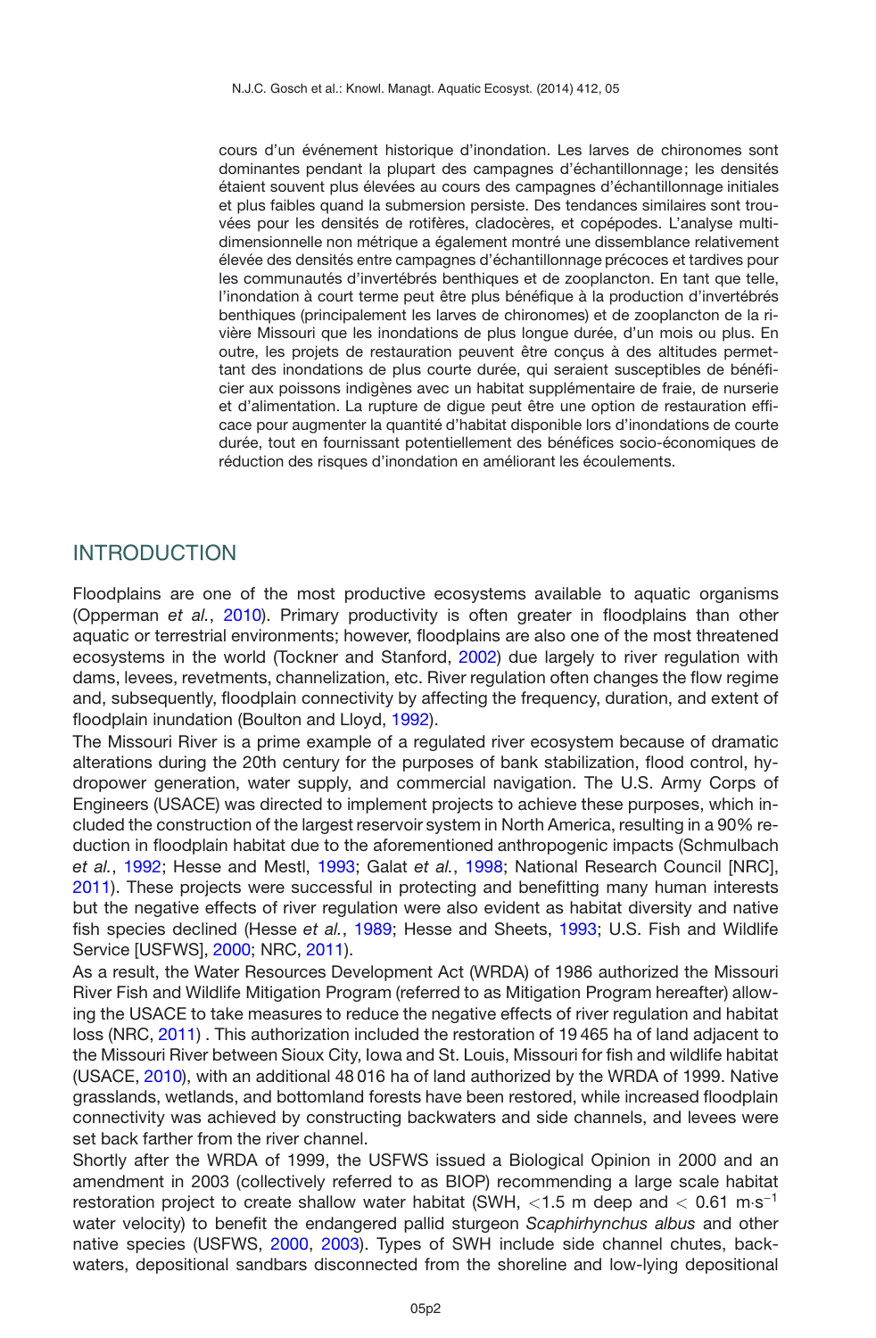cours d'un événement historique d'inondation. Les larves de chironomes sont dominantes pendant la plupart des campagnes d'échantillonnage ; les densités étaient souvent plus élevées au cours des campagnes d'échantillonnage initiales et plus faibles quand la submersion persiste. Des tendances similaires sont trouvées pour les densités de rotifères, cladocères, et copépodes. L'analyse multidimensionnelle non métrique a également montré une dissemblance relativement élevée des densités entre campagnes d'échantillonnage précoces et tardives pour les communautés d'invertébrés benthiques et de zooplancton. En tant que telle, l'inondation à court terme peut être plus bénéfique à la production d'invertébrés benthiques (principalement les larves de chironomes) et de zooplancton de la rivière Missouri que les inondations de plus longue durée, d'un mois ou plus. En outre, les projets de restauration peuvent être conçus à des altitudes permettant des inondations de plus courte durée, qui seraient susceptibles de bénéficier aux poissons indigènes avec un habitat supplémentaire de fraie, de nurserie et d'alimentation. La rupture de digue peut être une option de restauration efficace pour augmenter la quantité d'habitat disponible lors d'inondations de courte durée, tout en fournissant potentiellement des bénéfices socio-économiques de réduction des risques d'inondation en améliorant les écoulements.

## INTRODUCTION

Floodplains are one of the most productive ecosystems available to aquatic organisms (Opperman *et al.*, 2010). Primary productivity is often greater in floodplains than other aquatic or terrestrial environments; however, floodplains are also one of the most threatened ecosystems in the world (Tockner and Stanford, 2002) due largely to river regulation with dams, levees, revetments, channelization, etc. River regulation often changes the flow regime and, subsequently, floodplain connectivity by affecting the frequency, duration, and extent of floodplain inundation (Boulton and Lloyd, 1992).

The Missouri River is a prime example of a regulated river ecosystem because of dramatic alterations during the 20th century for the purposes of bank stabilization, flood control, hydropower generation, water supply, and commercial navigation. The U.S. Army Corps of Engineers (USACE) was directed to implement projects to achieve these purposes, which included the construction of the largest reservoir system in North America, resulting in a 90% reduction in floodplain habitat due to the aforementioned anthropogenic impacts (Schmulbach *et al.*, 1992; Hesse and Mestl, 1993; Galat *et al.*, 1998; National Research Council [NRC], 2011). These projects were successful in protecting and benefitting many human interests but the negative effects of river regulation were also evident as habitat diversity and native fish species declined (Hesse *et al.*, 1989; Hesse and Sheets, 1993; U.S. Fish and Wildlife Service [USFWS], 2000; NRC, 2011).

As a result, the Water Resources Development Act (WRDA) of 1986 authorized the Missouri River Fish and Wildlife Mitigation Program (referred to as Mitigation Program hereafter) allowing the USACE to take measures to reduce the negative effects of river regulation and habitat loss (NRC, 2011) . This authorization included the restoration of 19 465 ha of land adjacent to the Missouri River between Sioux City, Iowa and St. Louis, Missouri for fish and wildlife habitat (USACE, 2010), with an additional 48 016 ha of land authorized by the WRDA of 1999. Native grasslands, wetlands, and bottomland forests have been restored, while increased floodplain connectivity was achieved by constructing backwaters and side channels, and levees were set back farther from the river channel.

Shortly after the WRDA of 1999, the USFWS issued a Biological Opinion in 2000 and an amendment in 2003 (collectively referred to as BIOP) recommending a large scale habitat restoration project to create shallow water habitat (SWH, <1.5 m deep and < 0.61 m·s$^{-1}$ water velocity) to benefit the endangered pallid sturgeon *Scaphirhynchus albus* and other native species (USFWS, 2000, 2003). Types of SWH include side channel chutes, backwaters, depositional sandbars disconnected from the shoreline and low-lying depositional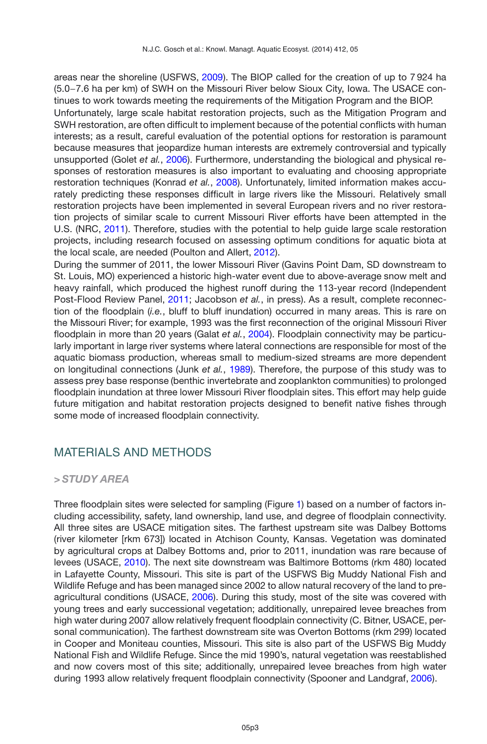areas near the shoreline (USFWS, 2009). The BIOP called for the creation of up to 7 924 ha (5.0–7.6 ha per km) of SWH on the Missouri River below Sioux City, Iowa. The USACE continues to work towards meeting the requirements of the Mitigation Program and the BIOP.

Unfortunately, large scale habitat restoration projects, such as the Mitigation Program and SWH restoration, are often difficult to implement because of the potential conflicts with human interests; as a result, careful evaluation of the potential options for restoration is paramount because measures that jeopardize human interests are extremely controversial and typically unsupported (Golet *et al.*, 2006). Furthermore, understanding the biological and physical responses of restoration measures is also important to evaluating and choosing appropriate restoration techniques (Konrad *et al.*, 2008). Unfortunately, limited information makes accurately predicting these responses difficult in large rivers like the Missouri. Relatively small restoration projects have been implemented in several European rivers and no river restoration projects of similar scale to current Missouri River efforts have been attempted in the U.S. (NRC, 2011). Therefore, studies with the potential to help guide large scale restoration projects, including research focused on assessing optimum conditions for aquatic biota at the local scale, are needed (Poulton and Allert, 2012).

During the summer of 2011, the lower Missouri River (Gavins Point Dam, SD downstream to St. Louis, MO) experienced a historic high-water event due to above-average snow melt and heavy rainfall, which produced the highest runoff during the 113-year record (Independent Post-Flood Review Panel, 2011; Jacobson *et al.*, in press). As a result, complete reconnection of the floodplain (*i.e.*, bluff to bluff inundation) occurred in many areas. This is rare on the Missouri River; for example, 1993 was the first reconnection of the original Missouri River floodplain in more than 20 years (Galat *et al.*, 2004). Floodplain connectivity may be particularly important in large river systems where lateral connections are responsible for most of the aquatic biomass production, whereas small to medium-sized streams are more dependent on longitudinal connections (Junk *et al.*, 1989). Therefore, the purpose of this study was to assess prey base response (benthic invertebrate and zooplankton communities) to prolonged floodplain inundation at three lower Missouri River floodplain sites. This effort may help guide future mitigation and habitat restoration projects designed to benefit native fishes through some mode of increased floodplain connectivity.

## MATERIALS AND METHODS

### > *STUDY AREA*

Three floodplain sites were selected for sampling (Figure 1) based on a number of factors including accessibility, safety, land ownership, land use, and degree of floodplain connectivity. All three sites are USACE mitigation sites. The farthest upstream site was Dalbey Bottoms (river kilometer [rkm 673]) located in Atchison County, Kansas. Vegetation was dominated by agricultural crops at Dalbey Bottoms and, prior to 2011, inundation was rare because of levees (USACE, 2010). The next site downstream was Baltimore Bottoms (rkm 480) located in Lafayette County, Missouri. This site is part of the USFWS Big Muddy National Fish and Wildlife Refuge and has been managed since 2002 to allow natural recovery of the land to pre-agricultural conditions (USACE, 2006). During this study, most of the site was covered with young trees and early successional vegetation; additionally, unrepaired levee breaches from high water during 2007 allow relatively frequent floodplain connectivity (C. Bitner, USACE, personal communication). The farthest downstream site was Overton Bottoms (rkm 299) located in Cooper and Moniteau counties, Missouri. This site is also part of the USFWS Big Muddy National Fish and Wildlife Refuge. Since the mid 1990's, natural vegetation was reestablished and now covers most of this site; additionally, unrepaired levee breaches from high water during 1993 allow relatively frequent floodplain connectivity (Spooner and Landgraf, 2006).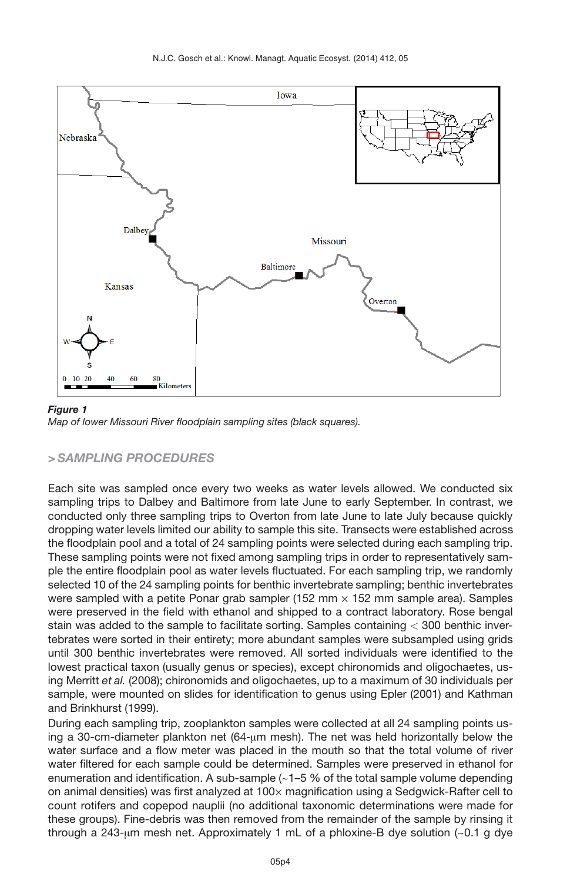**Figure 1**
*Map of lower Missouri River floodplain sampling sites (black squares).*

## > SAMPLING PROCEDURES

Each site was sampled once every two weeks as water levels allowed. We conducted six sampling trips to Dalbey and Baltimore from late June to early September. In contrast, we conducted only three sampling trips to Overton from late June to late July because quickly dropping water levels limited our ability to sample this site. Transects were established across the floodplain pool and a total of 24 sampling points were selected during each sampling trip. These sampling points were not fixed among sampling trips in order to representatively sample the entire floodplain pool as water levels fluctuated. For each sampling trip, we randomly selected 10 of the 24 sampling points for benthic invertebrate sampling; benthic invertebrates were sampled with a petite Ponar grab sampler (152 mm × 152 mm sample area). Samples were preserved in the field with ethanol and shipped to a contract laboratory. Rose bengal stain was added to the sample to facilitate sorting. Samples containing < 300 benthic invertebrates were sorted in their entirety; more abundant samples were subsampled using grids until 300 benthic invertebrates were removed. All sorted individuals were identified to the lowest practical taxon (usually genus or species), except chironomids and oligochaetes, using Merritt *et al.* (2008); chironomids and oligochaetes, up to a maximum of 30 individuals per sample, were mounted on slides for identification to genus using Epler (2001) and Kathman and Brinkhurst (1999).

During each sampling trip, zooplankton samples were collected at all 24 sampling points using a 30-cm-diameter plankton net (64-μm mesh). The net was held horizontally below the water surface and a flow meter was placed in the mouth so that the total volume of river water filtered for each sample could be determined. Samples were preserved in ethanol for enumeration and identification. A sub-sample (~1–5 % of the total sample volume depending on animal densities) was first analyzed at 100× magnification using a Sedgwick-Rafter cell to count rotifers and copepod nauplii (no additional taxonomic determinations were made for these groups). Fine-debris was then removed from the remainder of the sample by rinsing it through a 243-μm mesh net. Approximately 1 mL of a phloxine-B dye solution (~0.1 g dye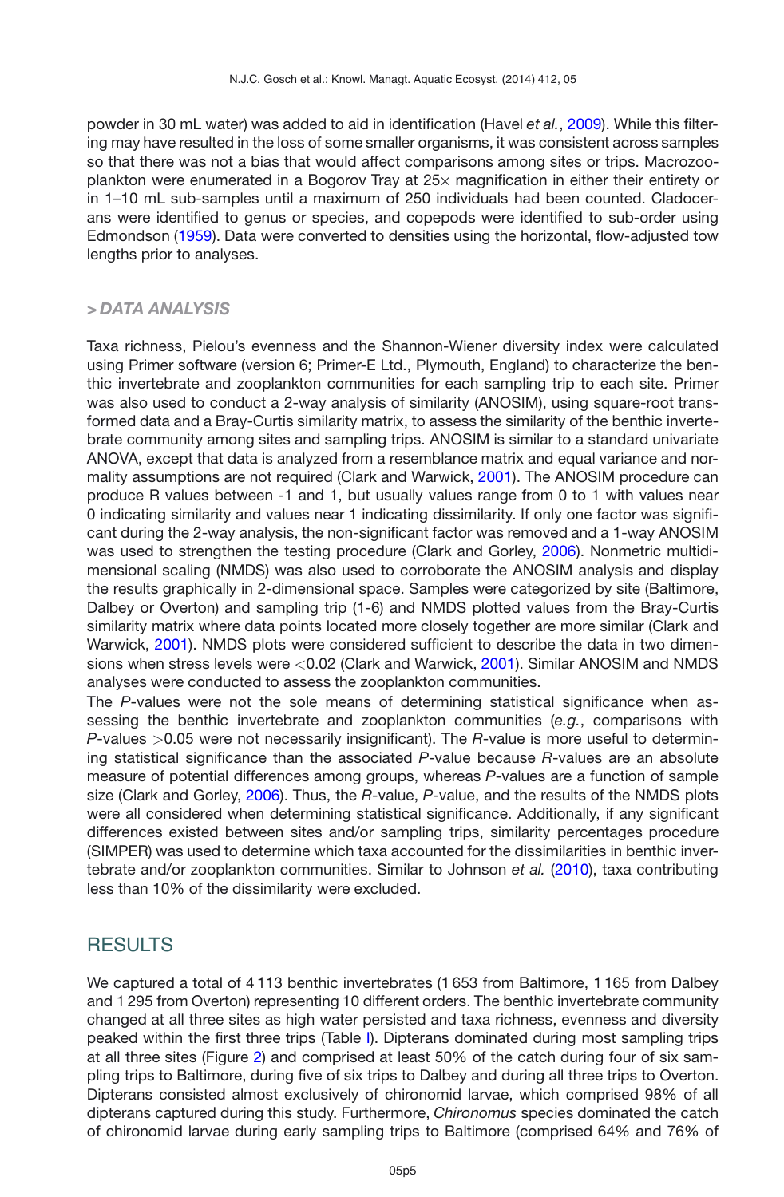powder in 30 mL water) was added to aid in identification (Havel *et al.*, 2009). While this filtering may have resulted in the loss of some smaller organisms, it was consistent across samples so that there was not a bias that would affect comparisons among sites or trips. Macrozooplankton were enumerated in a Bogorov Tray at 25× magnification in either their entirety or in 1–10 mL sub-samples until a maximum of 250 individuals had been counted. Cladocerans were identified to genus or species, and copepods were identified to sub-order using Edmondson (1959). Data were converted to densities using the horizontal, flow-adjusted tow lengths prior to analyses.

### > DATA ANALYSIS

Taxa richness, Pielou's evenness and the Shannon-Wiener diversity index were calculated using Primer software (version 6; Primer-E Ltd., Plymouth, England) to characterize the benthic invertebrate and zooplankton communities for each sampling trip to each site. Primer was also used to conduct a 2-way analysis of similarity (ANOSIM), using square-root transformed data and a Bray-Curtis similarity matrix, to assess the similarity of the benthic invertebrate community among sites and sampling trips. ANOSIM is similar to a standard univariate ANOVA, except that data is analyzed from a resemblance matrix and equal variance and normality assumptions are not required (Clark and Warwick, 2001). The ANOSIM procedure can produce R values between -1 and 1, but usually values range from 0 to 1 with values near 0 indicating similarity and values near 1 indicating dissimilarity. If only one factor was significant during the 2-way analysis, the non-significant factor was removed and a 1-way ANOSIM was used to strengthen the testing procedure (Clark and Gorley, 2006). Nonmetric multidimensional scaling (NMDS) was also used to corroborate the ANOSIM analysis and display the results graphically in 2-dimensional space. Samples were categorized by site (Baltimore, Dalbey or Overton) and sampling trip (1-6) and NMDS plotted values from the Bray-Curtis similarity matrix where data points located more closely together are more similar (Clark and Warwick, 2001). NMDS plots were considered sufficient to describe the data in two dimensions when stress levels were $<0.02$ (Clark and Warwick, 2001). Similar ANOSIM and NMDS analyses were conducted to assess the zooplankton communities.

The $P$-values were not the sole means of determining statistical significance when assessing the benthic invertebrate and zooplankton communities (*e.g.*, comparisons with $P$-values $>0.05$ were not necessarily insignificant). The $R$-value is more useful to determining statistical significance than the associated $P$-value because $R$-values are an absolute measure of potential differences among groups, whereas $P$-values are a function of sample size (Clark and Gorley, 2006). Thus, the $R$-value, $P$-value, and the results of the NMDS plots were all considered when determining statistical significance. Additionally, if any significant differences existed between sites and/or sampling trips, similarity percentages procedure (SIMPER) was used to determine which taxa accounted for the dissimilarities in benthic invertebrate and/or zooplankton communities. Similar to Johnson *et al.* (2010), taxa contributing less than 10% of the dissimilarity were excluded.

## RESULTS

We captured a total of 4 113 benthic invertebrates (1 653 from Baltimore, 1 165 from Dalbey and 1 295 from Overton) representing 10 different orders. The benthic invertebrate community changed at all three sites as high water persisted and taxa richness, evenness and diversity peaked within the first three trips (Table I). Dipterans dominated during most sampling trips at all three sites (Figure 2) and comprised at least 50% of the catch during four of six sampling trips to Baltimore, during five of six trips to Dalbey and during all three trips to Overton. Dipterans consisted almost exclusively of chironomid larvae, which comprised 98% of all dipterans captured during this study. Furthermore, *Chironomus* species dominated the catch of chironomid larvae during early sampling trips to Baltimore (comprised 64% and 76% of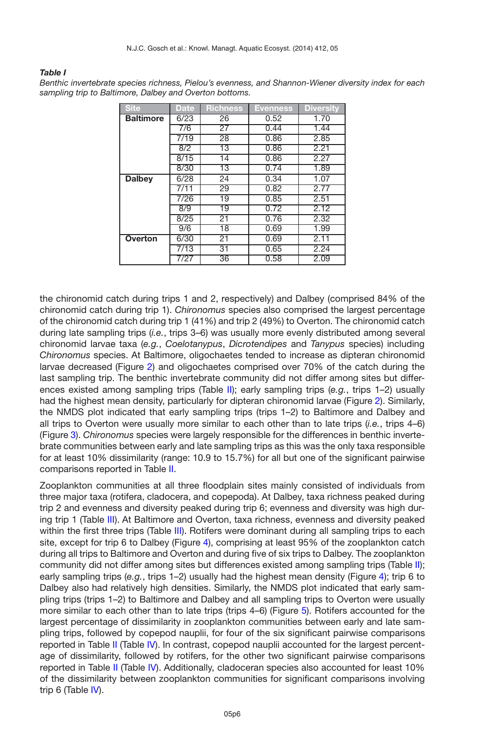***Table I***

*Benthic invertebrate species richness, Pielou's evenness, and Shannon-Wiener diversity index for each sampling trip to Baltimore, Dalbey and Overton bottoms.*

| Site | Date | Richness | Evenness | Diversity |
|---|---|---|---|---|
| **Baltimore** | 6/23 | 26 | 0.52 | 1.70 |
| | 7/6 | 27 | 0.44 | 1.44 |
| | 7/19 | 28 | 0.86 | 2.85 |
| | 8/2 | 13 | 0.86 | 2.21 |
| | 8/15 | 14 | 0.86 | 2.27 |
| | 8/30 | 13 | 0.74 | 1.89 |
| **Dalbey** | 6/28 | 24 | 0.34 | 1.07 |
| | 7/11 | 29 | 0.82 | 2.77 |
| | 7/26 | 19 | 0.85 | 2.51 |
| | 8/9 | 19 | 0.72 | 2.12 |
| | 8/25 | 21 | 0.76 | 2.32 |
| | 9/6 | 18 | 0.69 | 1.99 |
| **Overton** | 6/30 | 21 | 0.69 | 2.11 |
| | 7/13 | 31 | 0.65 | 2.24 |
| | 7/27 | 36 | 0.58 | 2.09 |

the chironomid catch during trips 1 and 2, respectively) and Dalbey (comprised 84% of the chironomid catch during trip 1). *Chironomus* species also comprised the largest percentage of the chironomid catch during trip 1 (41%) and trip 2 (49%) to Overton. The chironomid catch during late sampling trips (*i.e.*, trips 3–6) was usually more evenly distributed among several chironomid larvae taxa (*e.g.*, *Coelotanypus*, *Dicrotendipes* and *Tanypus* species) including *Chironomus* species. At Baltimore, oligochaetes tended to increase as dipteran chironomid larvae decreased (Figure 2) and oligochaetes comprised over 70% of the catch during the last sampling trip. The benthic invertebrate community did not differ among sites but differences existed among sampling trips (Table II); early sampling trips (*e.g.*, trips 1–2) usually had the highest mean density, particularly for dipteran chironomid larvae (Figure 2). Similarly, the NMDS plot indicated that early sampling trips (trips 1–2) to Baltimore and Dalbey and all trips to Overton were usually more similar to each other than to late trips (*i.e.*, trips 4–6) (Figure 3). *Chironomus* species were largely responsible for the differences in benthic invertebrate communities between early and late sampling trips as this was the only taxa responsible for at least 10% dissimilarity (range: 10.9 to 15.7%) for all but one of the significant pairwise comparisons reported in Table II.

Zooplankton communities at all three floodplain sites mainly consisted of individuals from three major taxa (rotifera, cladocera, and copepoda). At Dalbey, taxa richness peaked during trip 2 and evenness and diversity peaked during trip 6; evenness and diversity was high during trip 1 (Table III). At Baltimore and Overton, taxa richness, evenness and diversity peaked within the first three trips (Table III). Rotifers were dominant during all sampling trips to each site, except for trip 6 to Dalbey (Figure 4), comprising at least 95% of the zooplankton catch during all trips to Baltimore and Overton and during five of six trips to Dalbey. The zooplankton community did not differ among sites but differences existed among sampling trips (Table II); early sampling trips (*e.g.*, trips 1–2) usually had the highest mean density (Figure 4); trip 6 to Dalbey also had relatively high densities. Similarly, the NMDS plot indicated that early sampling trips (trips 1–2) to Baltimore and Dalbey and all sampling trips to Overton were usually more similar to each other than to late trips (trips 4–6) (Figure 5). Rotifers accounted for the largest percentage of dissimilarity in zooplankton communities between early and late sampling trips, followed by copepod nauplii, for four of the six significant pairwise comparisons reported in Table II (Table IV). In contrast, copepod nauplii accounted for the largest percentage of dissimilarity, followed by rotifers, for the other two significant pairwise comparisons reported in Table II (Table IV). Additionally, cladoceran species also accounted for least 10% of the dissimilarity between zooplankton communities for significant comparisons involving trip 6 (Table IV).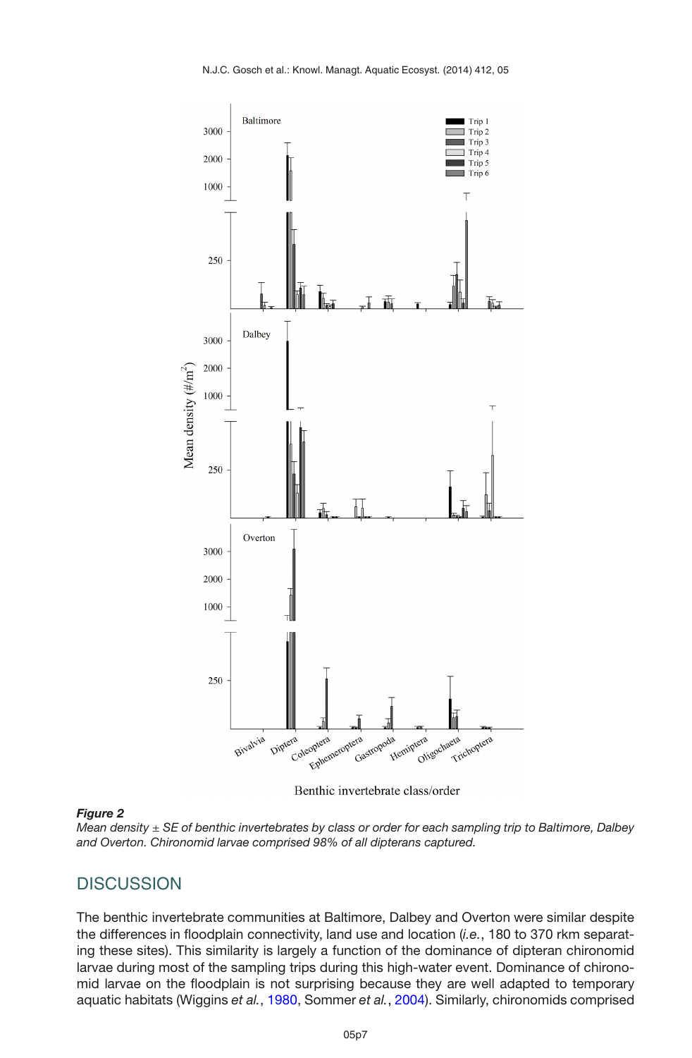***Figure 2***
*Mean density ± SE of benthic invertebrates by class or order for each sampling trip to Baltimore, Dalbey and Overton. Chironomid larvae comprised 98% of all dipterans captured.*

## DISCUSSION

The benthic invertebrate communities at Baltimore, Dalbey and Overton were similar despite the differences in floodplain connectivity, land use and location (*i.e.*, 180 to 370 rkm separating these sites). This similarity is largely a function of the dominance of dipteran chironomid larvae during most of the sampling trips during this high-water event. Dominance of chironomid larvae on the floodplain is not surprising because they are well adapted to temporary aquatic habitats (Wiggins *et al.*, 1980, Sommer *et al.*, 2004). Similarly, chironomids comprised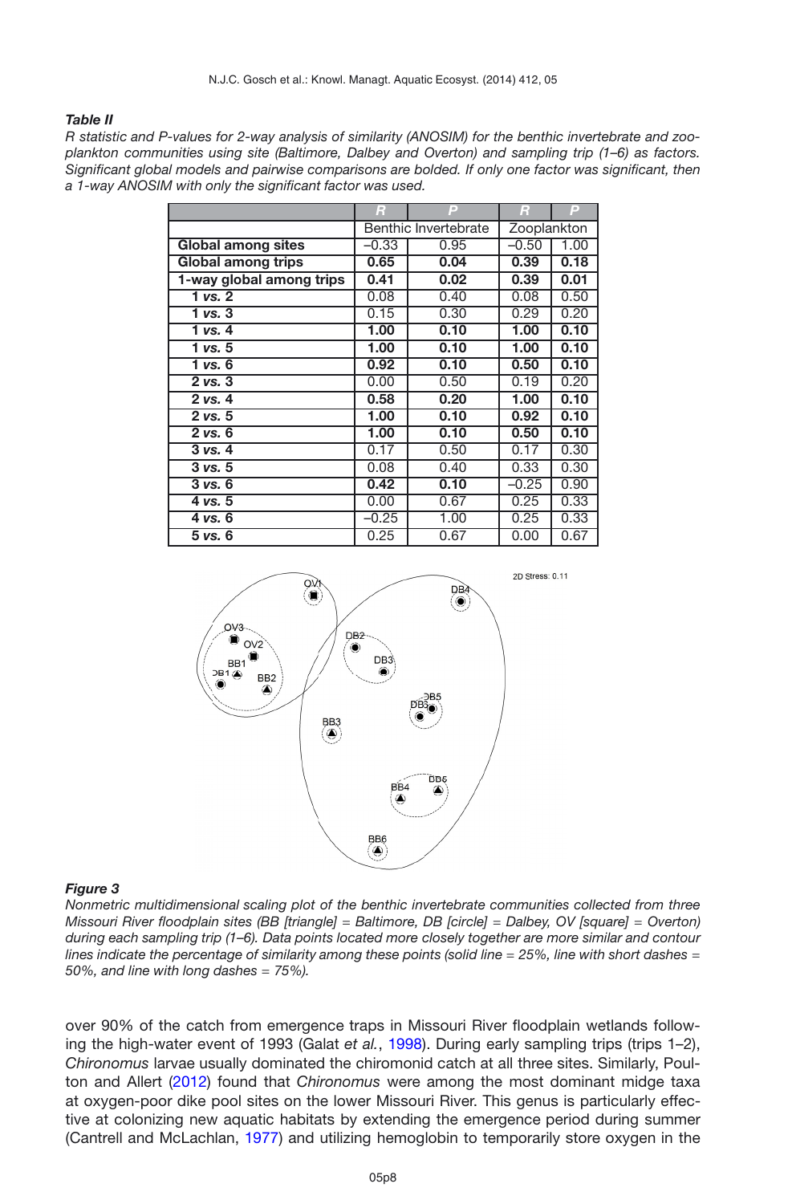***Table II***

*R statistic and P-values for 2-way analysis of similarity (ANOSIM) for the benthic invertebrate and zooplankton communities using site (Baltimore, Dalbey and Overton) and sampling trip (1–6) as factors. Significant global models and pairwise comparisons are bolded. If only one factor was significant, then a 1-way ANOSIM with only the significant factor was used.*

| | *R* | *P* | *R* | *P* |
|---|---|---|---|---|
| | Benthic Invertebrate | | Zooplankton | |
| **Global among sites** | –0.33 | 0.95 | –0.50 | 1.00 |
| **Global among trips** | **0.65** | **0.04** | **0.39** | **0.18** |
| **1-way global among trips** | **0.41** | **0.02** | **0.39** | **0.01** |
| **1 *vs.* 2** | 0.08 | 0.40 | 0.08 | 0.50 |
| **1 *vs.* 3** | 0.15 | 0.30 | 0.29 | 0.20 |
| **1 *vs.* 4** | **1.00** | **0.10** | **1.00** | **0.10** |
| **1 *vs.* 5** | **1.00** | **0.10** | **1.00** | **0.10** |
| **1 *vs.* 6** | **0.92** | **0.10** | **0.50** | **0.10** |
| **2 *vs.* 3** | 0.00 | 0.50 | 0.19 | 0.20 |
| **2 *vs.* 4** | **0.58** | **0.20** | **1.00** | **0.10** |
| **2 *vs.* 5** | **1.00** | **0.10** | **0.92** | **0.10** |
| **2 *vs.* 6** | **1.00** | **0.10** | **0.50** | **0.10** |
| **3 *vs.* 4** | 0.17 | 0.50 | 0.17 | 0.30 |
| **3 *vs.* 5** | 0.08 | 0.40 | 0.33 | 0.30 |
| **3 *vs.* 6** | **0.42** | **0.10** | –0.25 | 0.90 |
| **4 *vs.* 5** | 0.00 | 0.67 | 0.25 | 0.33 |
| **4 *vs.* 6** | –0.25 | 1.00 | 0.25 | 0.33 |
| **5 *vs.* 6** | 0.25 | 0.67 | 0.00 | 0.67 |

***Figure 3***

*Nonmetric multidimensional scaling plot of the benthic invertebrate communities collected from three Missouri River floodplain sites (BB [triangle] = Baltimore, DB [circle] = Dalbey, OV [square] = Overton) during each sampling trip (1–6). Data points located more closely together are more similar and contour lines indicate the percentage of similarity among these points (solid line = 25%, line with short dashes = 50%, and line with long dashes = 75%).*

over 90% of the catch from emergence traps in Missouri River floodplain wetlands following the high-water event of 1993 (Galat *et al.*, 1998). During early sampling trips (trips 1–2), *Chironomus* larvae usually dominated the chironomid catch at all three sites. Similarly, Poulton and Allert (2012) found that *Chironomus* were among the most dominant midge taxa at oxygen-poor dike pool sites on the lower Missouri River. This genus is particularly effective at colonizing new aquatic habitats by extending the emergence period during summer (Cantrell and McLachlan, 1977) and utilizing hemoglobin to temporarily store oxygen in the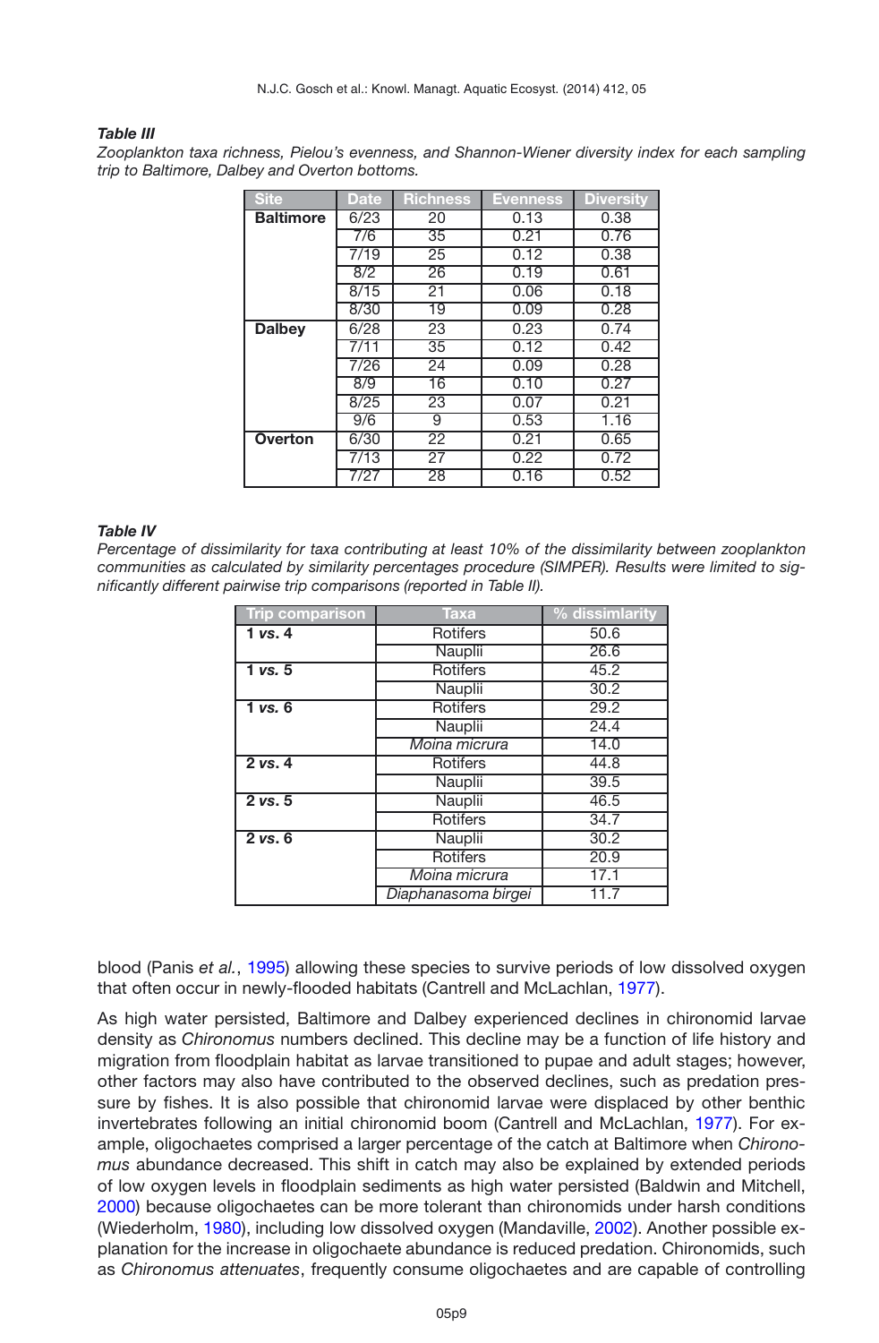***Table III***

*Zooplankton taxa richness, Pielou's evenness, and Shannon-Wiener diversity index for each sampling trip to Baltimore, Dalbey and Overton bottoms.*

| Site | Date | Richness | Evenness | Diversity |
|---|---|---|---|---|
| **Baltimore** | 6/23 | 20 | 0.13 | 0.38 |
| | 7/6 | 35 | 0.21 | 0.76 |
| | 7/19 | 25 | 0.12 | 0.38 |
| | 8/2 | 26 | 0.19 | 0.61 |
| | 8/15 | 21 | 0.06 | 0.18 |
| | 8/30 | 19 | 0.09 | 0.28 |
| **Dalbey** | 6/28 | 23 | 0.23 | 0.74 |
| | 7/11 | 35 | 0.12 | 0.42 |
| | 7/26 | 24 | 0.09 | 0.28 |
| | 8/9 | 16 | 0.10 | 0.27 |
| | 8/25 | 23 | 0.07 | 0.21 |
| | 9/6 | 9 | 0.53 | 1.16 |
| **Overton** | 6/30 | 22 | 0.21 | 0.65 |
| | 7/13 | 27 | 0.22 | 0.72 |
| | 7/27 | 28 | 0.16 | 0.52 |

***Table IV***

*Percentage of dissimilarity for taxa contributing at least 10% of the dissimilarity between zooplankton communities as calculated by similarity percentages procedure (SIMPER). Results were limited to significantly different pairwise trip comparisons (reported in Table II).*

| Trip comparison | Taxa | % dissimilarity |
|---|---|---|
| **1 *vs.* 4** | Rotifers | 50.6 |
| | Nauplii | 26.6 |
| **1 *vs.* 5** | Rotifers | 45.2 |
| | Nauplii | 30.2 |
| **1 *vs.* 6** | Rotifers | 29.2 |
| | Nauplii | 24.4 |
| | *Moina micrura* | 14.0 |
| **2 *vs.* 4** | Rotifers | 44.8 |
| | Nauplii | 39.5 |
| **2 *vs.* 5** | Nauplii | 46.5 |
| | Rotifers | 34.7 |
| **2 *vs.* 6** | Nauplii | 30.2 |
| | Rotifers | 20.9 |
| | *Moina micrura* | 17.1 |
| | *Diaphanasoma birgei* | 11.7 |

blood (Panis *et al.*, 1995) allowing these species to survive periods of low dissolved oxygen that often occur in newly-flooded habitats (Cantrell and McLachlan, 1977).

As high water persisted, Baltimore and Dalbey experienced declines in chironomid larvae density as *Chironomus* numbers declined. This decline may be a function of life history and migration from floodplain habitat as larvae transitioned to pupae and adult stages; however, other factors may also have contributed to the observed declines, such as predation pressure by fishes. It is also possible that chironomid larvae were displaced by other benthic invertebrates following an initial chironomid boom (Cantrell and McLachlan, 1977). For example, oligochaetes comprised a larger percentage of the catch at Baltimore when *Chironomus* abundance decreased. This shift in catch may also be explained by extended periods of low oxygen levels in floodplain sediments as high water persisted (Baldwin and Mitchell, 2000) because oligochaetes can be more tolerant than chironomids under harsh conditions (Wiederholm, 1980), including low dissolved oxygen (Mandaville, 2002). Another possible explanation for the increase in oligochaete abundance is reduced predation. Chironomids, such as *Chironomus attenuates*, frequently consume oligochaetes and are capable of controlling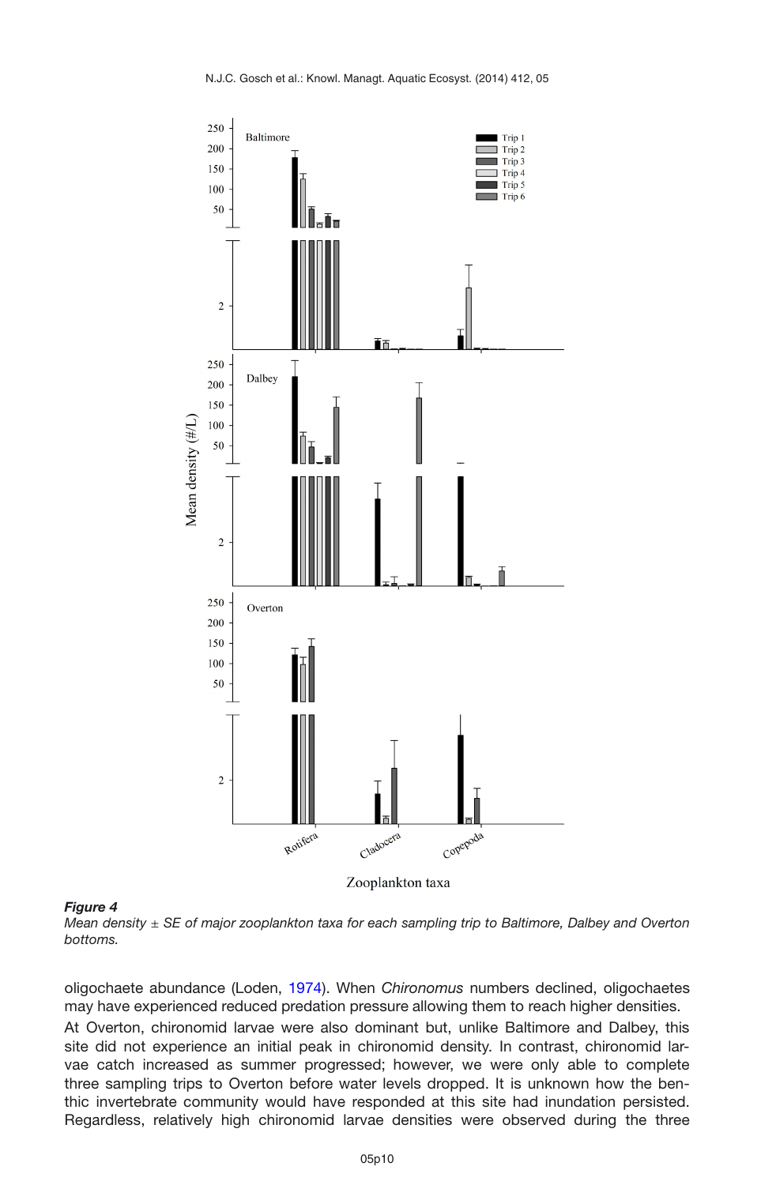***Figure 4***
*Mean density ± SE of major zooplankton taxa for each sampling trip to Baltimore, Dalbey and Overton bottoms.*

oligochaete abundance (Loden, 1974). When *Chironomus* numbers declined, oligochaetes may have experienced reduced predation pressure allowing them to reach higher densities.

At Overton, chironomid larvae were also dominant but, unlike Baltimore and Dalbey, this site did not experience an initial peak in chironomid density. In contrast, chironomid larvae catch increased as summer progressed; however, we were only able to complete three sampling trips to Overton before water levels dropped. It is unknown how the benthic invertebrate community would have responded at this site had inundation persisted. Regardless, relatively high chironomid larvae densities were observed during the three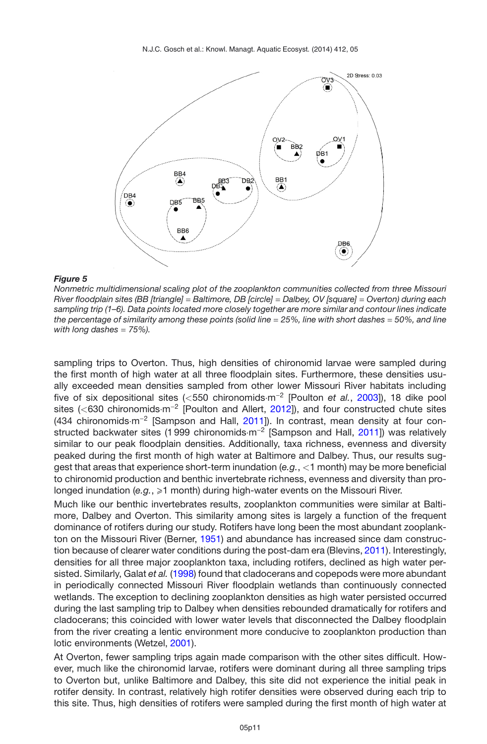**Figure 5**

*Nonmetric multidimensional scaling plot of the zooplankton communities collected from three Missouri River floodplain sites (BB [triangle] = Baltimore, DB [circle] = Dalbey, OV [square] = Overton) during each sampling trip (1–6). Data points located more closely together are more similar and contour lines indicate the percentage of similarity among these points (solid line = 25%, line with short dashes = 50%, and line with long dashes = 75%).*

sampling trips to Overton. Thus, high densities of chironomid larvae were sampled during the first month of high water at all three floodplain sites. Furthermore, these densities usually exceeded mean densities sampled from other lower Missouri River habitats including five of six depositional sites (<550 chironomids·m$^{-2}$ [Poulton *et al.*, 2003]), 18 dike pool sites (<630 chironomids·m$^{-2}$ [Poulton and Allert, 2012]), and four constructed chute sites (434 chironomids·m$^{-2}$ [Sampson and Hall, 2011]). In contrast, mean density at four constructed backwater sites (1 999 chironomids·m$^{-2}$ [Sampson and Hall, 2011]) was relatively similar to our peak floodplain densities. Additionally, taxa richness, evenness and diversity peaked during the first month of high water at Baltimore and Dalbey. Thus, our results suggest that areas that experience short-term inundation (*e.g.*, <1 month) may be more beneficial to chironomid production and benthic invertebrate richness, evenness and diversity than prolonged inundation (*e.g.*, ⩾1 month) during high-water events on the Missouri River.

Much like our benthic invertebrates results, zooplankton communities were similar at Baltimore, Dalbey and Overton. This similarity among sites is largely a function of the frequent dominance of rotifers during our study. Rotifers have long been the most abundant zooplankton on the Missouri River (Berner, 1951) and abundance has increased since dam construction because of clearer water conditions during the post-dam era (Blevins, 2011). Interestingly, densities for all three major zooplankton taxa, including rotifers, declined as high water persisted. Similarly, Galat *et al.* (1998) found that cladocerans and copepods were more abundant in periodically connected Missouri River floodplain wetlands than continuously connected wetlands. The exception to declining zooplankton densities as high water persisted occurred during the last sampling trip to Dalbey when densities rebounded dramatically for rotifers and cladocerans; this coincided with lower water levels that disconnected the Dalbey floodplain from the river creating a lentic environment more conducive to zooplankton production than lotic environments (Wetzel, 2001).

At Overton, fewer sampling trips again made comparison with the other sites difficult. However, much like the chironomid larvae, rotifers were dominant during all three sampling trips to Overton but, unlike Baltimore and Dalbey, this site did not experience the initial peak in rotifer density. In contrast, relatively high rotifer densities were observed during each trip to this site. Thus, high densities of rotifers were sampled during the first month of high water at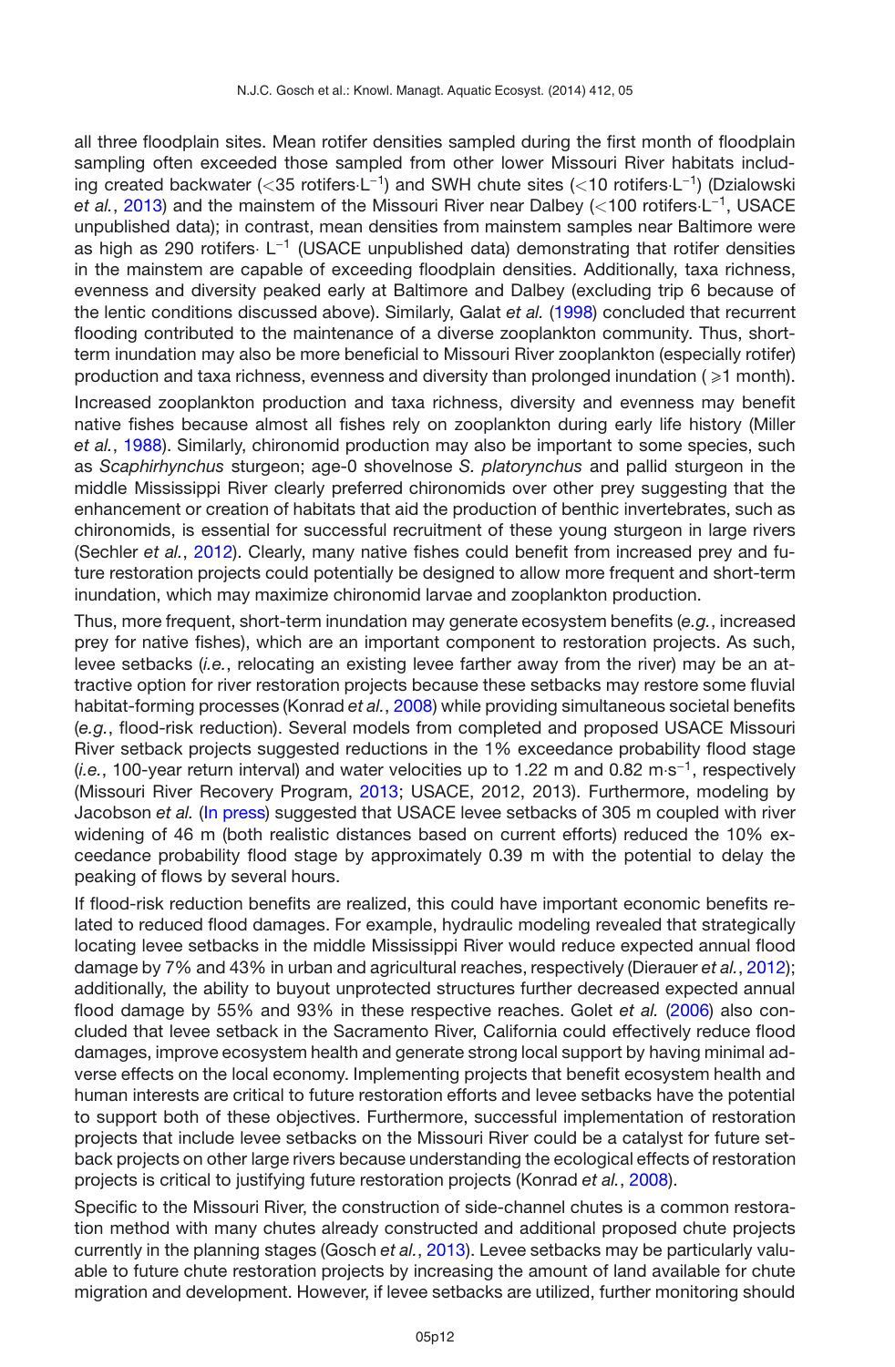all three floodplain sites. Mean rotifer densities sampled during the first month of floodplain sampling often exceeded those sampled from other lower Missouri River habitats including created backwater (<35 rotifers·$L^{-1}$) and SWH chute sites (<10 rotifers·$L^{-1}$) (Dzialowski *et al.*, 2013) and the mainstem of the Missouri River near Dalbey (<100 rotifers·$L^{-1}$, USACE unpublished data); in contrast, mean densities from mainstem samples near Baltimore were as high as 290 rotifers· $L^{-1}$ (USACE unpublished data) demonstrating that rotifer densities in the mainstem are capable of exceeding floodplain densities. Additionally, taxa richness, evenness and diversity peaked early at Baltimore and Dalbey (excluding trip 6 because of the lentic conditions discussed above). Similarly, Galat *et al.* (1998) concluded that recurrent flooding contributed to the maintenance of a diverse zooplankton community. Thus, short-term inundation may also be more beneficial to Missouri River zooplankton (especially rotifer) production and taxa richness, evenness and diversity than prolonged inundation ( $\geqslant$1 month).

Increased zooplankton production and taxa richness, diversity and evenness may benefit native fishes because almost all fishes rely on zooplankton during early life history (Miller *et al.*, 1988). Similarly, chironomid production may also be important to some species, such as *Scaphirhynchus* sturgeon; age-0 shovelnose *S. platorynchus* and pallid sturgeon in the middle Mississippi River clearly preferred chironomids over other prey suggesting that the enhancement or creation of habitats that aid the production of benthic invertebrates, such as chironomids, is essential for successful recruitment of these young sturgeon in large rivers (Sechler *et al.*, 2012). Clearly, many native fishes could benefit from increased prey and future restoration projects could potentially be designed to allow more frequent and short-term inundation, which may maximize chironomid larvae and zooplankton production.

Thus, more frequent, short-term inundation may generate ecosystem benefits (*e.g.*, increased prey for native fishes), which are an important component to restoration projects. As such, levee setbacks (*i.e.*, relocating an existing levee farther away from the river) may be an attractive option for river restoration projects because these setbacks may restore some fluvial habitat-forming processes (Konrad *et al.*, 2008) while providing simultaneous societal benefits (*e.g.*, flood-risk reduction). Several models from completed and proposed USACE Missouri River setback projects suggested reductions in the 1% exceedance probability flood stage (*i.e.*, 100-year return interval) and water velocities up to 1.22 m and 0.82 m·$s^{-1}$, respectively (Missouri River Recovery Program, 2013; USACE, 2012, 2013). Furthermore, modeling by Jacobson *et al.* (In press) suggested that USACE levee setbacks of 305 m coupled with river widening of 46 m (both realistic distances based on current efforts) reduced the 10% exceedance probability flood stage by approximately 0.39 m with the potential to delay the peaking of flows by several hours.

If flood-risk reduction benefits are realized, this could have important economic benefits related to reduced flood damages. For example, hydraulic modeling revealed that strategically locating levee setbacks in the middle Mississippi River would reduce expected annual flood damage by 7% and 43% in urban and agricultural reaches, respectively (Dierauer *et al.*, 2012); additionally, the ability to buyout unprotected structures further decreased expected annual flood damage by 55% and 93% in these respective reaches. Golet *et al.* (2006) also concluded that levee setback in the Sacramento River, California could effectively reduce flood damages, improve ecosystem health and generate strong local support by having minimal adverse effects on the local economy. Implementing projects that benefit ecosystem health and human interests are critical to future restoration efforts and levee setbacks have the potential to support both of these objectives. Furthermore, successful implementation of restoration projects that include levee setbacks on the Missouri River could be a catalyst for future setback projects on other large rivers because understanding the ecological effects of restoration projects is critical to justifying future restoration projects (Konrad *et al.*, 2008).

Specific to the Missouri River, the construction of side-channel chutes is a common restoration method with many chutes already constructed and additional proposed chute projects currently in the planning stages (Gosch *et al.*, 2013). Levee setbacks may be particularly valuable to future chute restoration projects by increasing the amount of land available for chute migration and development. However, if levee setbacks are utilized, further monitoring should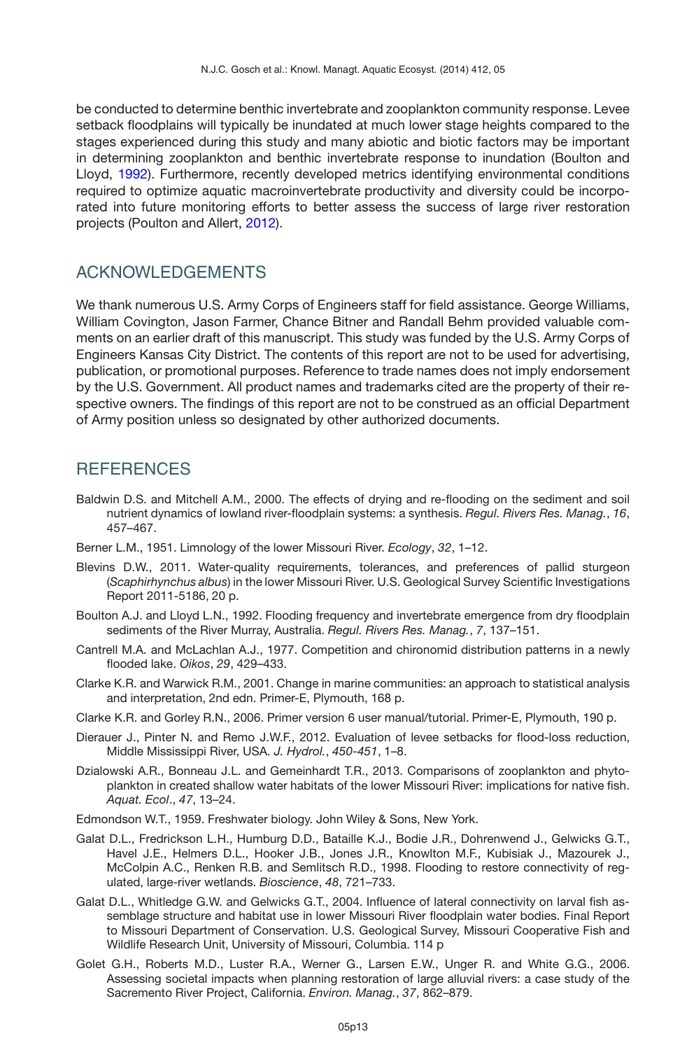be conducted to determine benthic invertebrate and zooplankton community response. Levee setback floodplains will typically be inundated at much lower stage heights compared to the stages experienced during this study and many abiotic and biotic factors may be important in determining zooplankton and benthic invertebrate response to inundation (Boulton and Lloyd, 1992). Furthermore, recently developed metrics identifying environmental conditions required to optimize aquatic macroinvertebrate productivity and diversity could be incorporated into future monitoring efforts to better assess the success of large river restoration projects (Poulton and Allert, 2012).

## ACKNOWLEDGEMENTS

We thank numerous U.S. Army Corps of Engineers staff for field assistance. George Williams, William Covington, Jason Farmer, Chance Bitner and Randall Behm provided valuable comments on an earlier draft of this manuscript. This study was funded by the U.S. Army Corps of Engineers Kansas City District. The contents of this report are not to be used for advertising, publication, or promotional purposes. Reference to trade names does not imply endorsement by the U.S. Government. All product names and trademarks cited are the property of their respective owners. The findings of this report are not to be construed as an official Department of Army position unless so designated by other authorized documents.

## REFERENCES

Baldwin D.S. and Mitchell A.M., 2000. The effects of drying and re-flooding on the sediment and soil nutrient dynamics of lowland river-floodplain systems: a synthesis. *Regul. Rivers Res. Manag.*, *16*, 457–467.

Berner L.M., 1951. Limnology of the lower Missouri River. *Ecology*, *32*, 1–12.

Blevins D.W., 2011. Water-quality requirements, tolerances, and preferences of pallid sturgeon (*Scaphirhynchus albus*) in the lower Missouri River. U.S. Geological Survey Scientific Investigations Report 2011-5186, 20 p.

Boulton A.J. and Lloyd L.N., 1992. Flooding frequency and invertebrate emergence from dry floodplain sediments of the River Murray, Australia. *Regul. Rivers Res. Manag.*, *7*, 137–151.

Cantrell M.A. and McLachlan A.J., 1977. Competition and chironomid distribution patterns in a newly flooded lake. *Oikos*, *29*, 429–433.

Clarke K.R. and Warwick R.M., 2001. Change in marine communities: an approach to statistical analysis and interpretation, 2nd edn. Primer-E, Plymouth, 168 p.

Clarke K.R. and Gorley R.N., 2006. Primer version 6 user manual/tutorial. Primer-E, Plymouth, 190 p.

Dierauer J., Pinter N. and Remo J.W.F., 2012. Evaluation of levee setbacks for flood-loss reduction, Middle Mississippi River, USA. *J. Hydrol.*, *450-451*, 1–8.

Dzialowski A.R., Bonneau J.L. and Gemeinhardt T.R., 2013. Comparisons of zooplankton and phytoplankton in created shallow water habitats of the lower Missouri River: implications for native fish. *Aquat. Ecol*., *47*, 13–24.

Edmondson W.T., 1959. Freshwater biology. John Wiley & Sons, New York.

Galat D.L., Fredrickson L.H., Humburg D.D., Bataille K.J., Bodie J.R., Dohrenwend J., Gelwicks G.T., Havel J.E., Helmers D.L., Hooker J.B., Jones J.R., Knowlton M.F., Kubisiak J., Mazourek J., McColpin A.C., Renken R.B. and Semlitsch R.D., 1998. Flooding to restore connectivity of regulated, large-river wetlands. *Bioscience*, *48*, 721–733.

Galat D.L., Whitledge G.W. and Gelwicks G.T., 2004. Influence of lateral connectivity on larval fish assemblage structure and habitat use in lower Missouri River floodplain water bodies. Final Report to Missouri Department of Conservation. U.S. Geological Survey, Missouri Cooperative Fish and Wildlife Research Unit, University of Missouri, Columbia. 114 p

Golet G.H., Roberts M.D., Luster R.A., Werner G., Larsen E.W., Unger R. and White G.G., 2006. Assessing societal impacts when planning restoration of large alluvial rivers: a case study of the Sacremento River Project, California. *Environ. Manag.*, *37*, 862–879.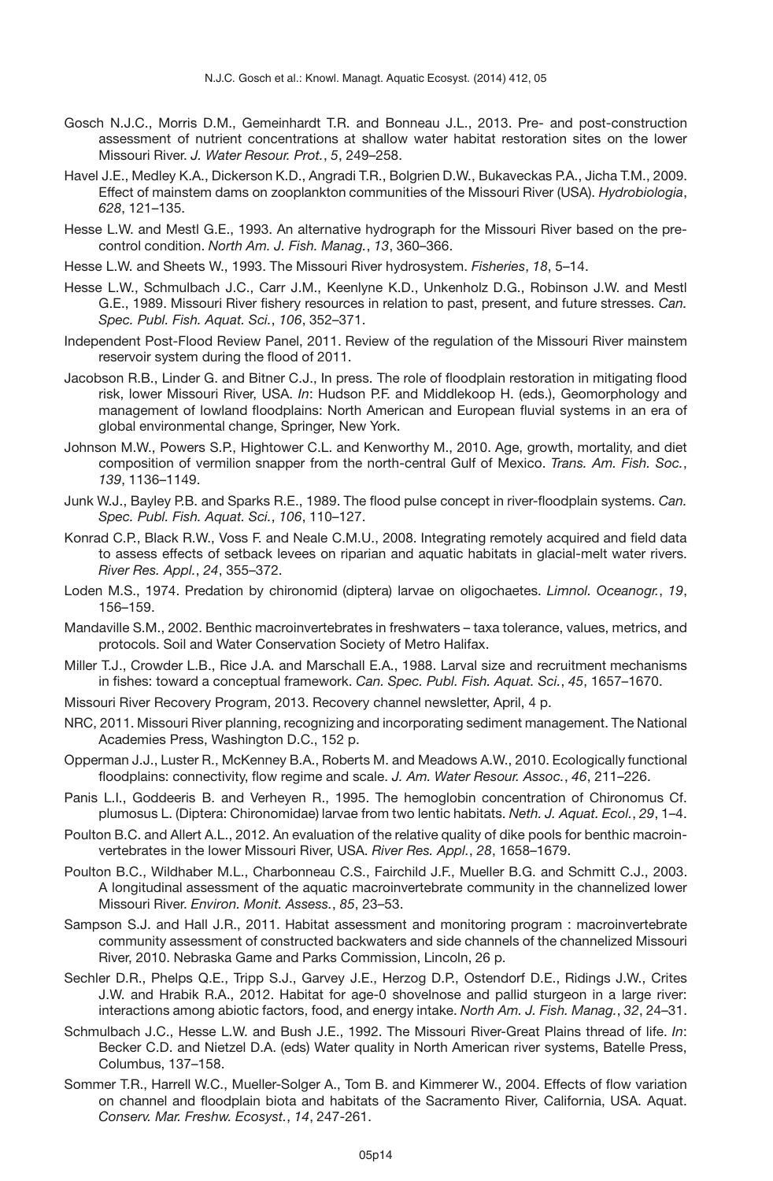Gosch N.J.C., Morris D.M., Gemeinhardt T.R. and Bonneau J.L., 2013. Pre- and post-construction assessment of nutrient concentrations at shallow water habitat restoration sites on the lower Missouri River. *J. Water Resour. Prot.*, *5*, 249–258.

Havel J.E., Medley K.A., Dickerson K.D., Angradi T.R., Bolgrien D.W., Bukaveckas P.A., Jicha T.M., 2009. Effect of mainstem dams on zooplankton communities of the Missouri River (USA). *Hydrobiologia*, *628*, 121–135.

Hesse L.W. and Mestl G.E., 1993. An alternative hydrograph for the Missouri River based on the precontrol condition. *North Am. J. Fish. Manag.*, *13*, 360–366.

Hesse L.W. and Sheets W., 1993. The Missouri River hydrosystem. *Fisheries*, *18*, 5–14.

Hesse L.W., Schmulbach J.C., Carr J.M., Keenlyne K.D., Unkenholz D.G., Robinson J.W. and Mestl G.E., 1989. Missouri River fishery resources in relation to past, present, and future stresses. *Can. Spec. Publ. Fish. Aquat. Sci.*, *106*, 352–371.

Independent Post-Flood Review Panel, 2011. Review of the regulation of the Missouri River mainstem reservoir system during the flood of 2011.

Jacobson R.B., Linder G. and Bitner C.J., In press. The role of floodplain restoration in mitigating flood risk, lower Missouri River, USA. *In*: Hudson P.F. and Middlekoop H. (eds.), Geomorphology and management of lowland floodplains: North American and European fluvial systems in an era of global environmental change, Springer, New York.

Johnson M.W., Powers S.P., Hightower C.L. and Kenworthy M., 2010. Age, growth, mortality, and diet composition of vermilion snapper from the north-central Gulf of Mexico. *Trans. Am. Fish. Soc.*, *139*, 1136–1149.

Junk W.J., Bayley P.B. and Sparks R.E., 1989. The flood pulse concept in river-floodplain systems. *Can. Spec. Publ. Fish. Aquat. Sci.*, *106*, 110–127.

Konrad C.P., Black R.W., Voss F. and Neale C.M.U., 2008. Integrating remotely acquired and field data to assess effects of setback levees on riparian and aquatic habitats in glacial-melt water rivers. *River Res. Appl.*, *24*, 355–372.

Loden M.S., 1974. Predation by chironomid (diptera) larvae on oligochaetes. *Limnol. Oceanogr.*, *19*, 156–159.

Mandaville S.M., 2002. Benthic macroinvertebrates in freshwaters – taxa tolerance, values, metrics, and protocols. Soil and Water Conservation Society of Metro Halifax.

Miller T.J., Crowder L.B., Rice J.A. and Marschall E.A., 1988. Larval size and recruitment mechanisms in fishes: toward a conceptual framework. *Can. Spec. Publ. Fish. Aquat. Sci.*, *45*, 1657–1670.

Missouri River Recovery Program, 2013. Recovery channel newsletter, April, 4 p.

NRC, 2011. Missouri River planning, recognizing and incorporating sediment management. The National Academies Press, Washington D.C., 152 p.

Opperman J.J., Luster R., McKenney B.A., Roberts M. and Meadows A.W., 2010. Ecologically functional floodplains: connectivity, flow regime and scale. *J. Am. Water Resour. Assoc.*, *46*, 211–226.

Panis L.I., Goddeeris B. and Verheyen R., 1995. The hemoglobin concentration of Chironomus Cf. plumosus L. (Diptera: Chironomidae) larvae from two lentic habitats. *Neth. J. Aquat. Ecol.*, *29*, 1–4.

Poulton B.C. and Allert A.L., 2012. An evaluation of the relative quality of dike pools for benthic macroinvertebrates in the lower Missouri River, USA. *River Res. Appl.*, *28*, 1658–1679.

Poulton B.C., Wildhaber M.L., Charbonneau C.S., Fairchild J.F., Mueller B.G. and Schmitt C.J., 2003. A longitudinal assessment of the aquatic macroinvertebrate community in the channelized lower Missouri River. *Environ. Monit. Assess.*, *85*, 23–53.

Sampson S.J. and Hall J.R., 2011. Habitat assessment and monitoring program : macroinvertebrate community assessment of constructed backwaters and side channels of the channelized Missouri River, 2010. Nebraska Game and Parks Commission, Lincoln, 26 p.

Sechler D.R., Phelps Q.E., Tripp S.J., Garvey J.E., Herzog D.P., Ostendorf D.E., Ridings J.W., Crites J.W. and Hrabik R.A., 2012. Habitat for age-0 shovelnose and pallid sturgeon in a large river: interactions among abiotic factors, food, and energy intake. *North Am. J. Fish. Manag.*, *32*, 24–31.

Schmulbach J.C., Hesse L.W. and Bush J.E., 1992. The Missouri River-Great Plains thread of life. *In*: Becker C.D. and Nietzel D.A. (eds) Water quality in North American river systems, Batelle Press, Columbus, 137–158.

Sommer T.R., Harrell W.C., Mueller-Solger A., Tom B. and Kimmerer W., 2004. Effects of flow variation on channel and floodplain biota and habitats of the Sacramento River, California, USA. Aquat. *Conserv. Mar. Freshw. Ecosyst.*, *14*, 247-261.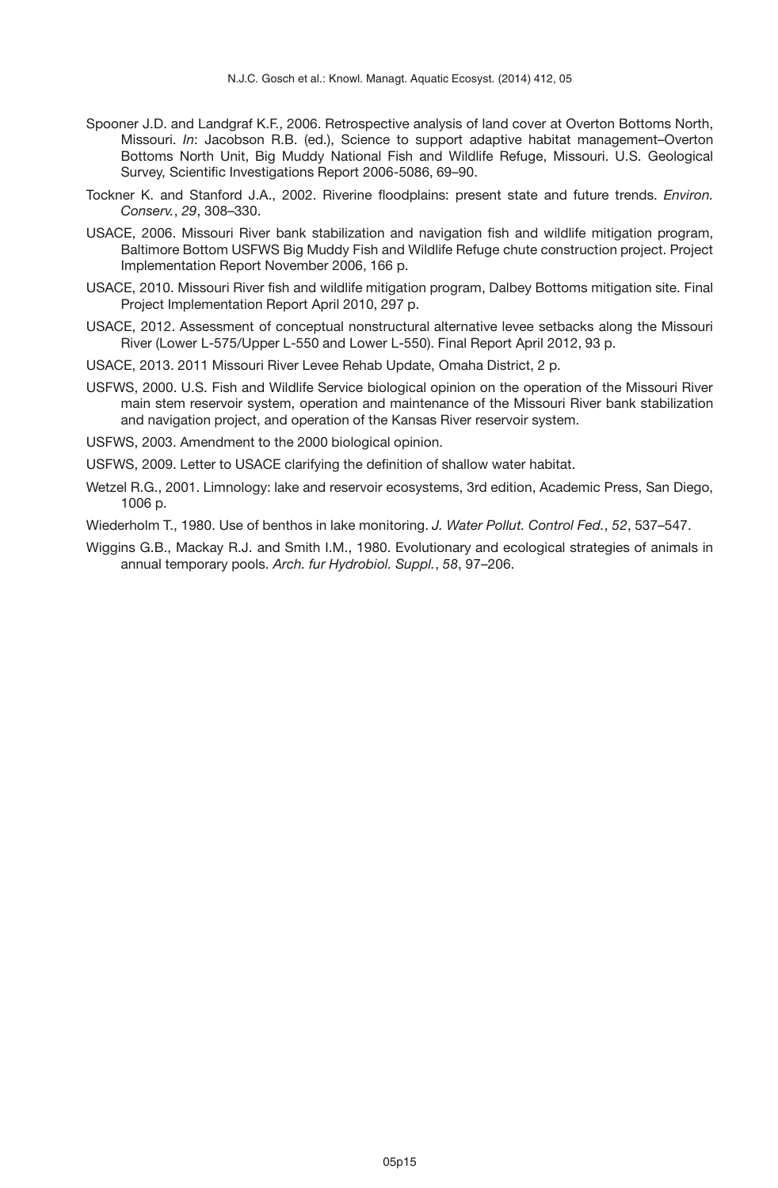Spooner J.D. and Landgraf K.F., 2006. Retrospective analysis of land cover at Overton Bottoms North, Missouri. *In*: Jacobson R.B. (ed.), Science to support adaptive habitat management–Overton Bottoms North Unit, Big Muddy National Fish and Wildlife Refuge, Missouri. U.S. Geological Survey, Scientific Investigations Report 2006-5086, 69–90.

Tockner K. and Stanford J.A., 2002. Riverine floodplains: present state and future trends. *Environ. Conserv.*, *29*, 308–330.

USACE, 2006. Missouri River bank stabilization and navigation fish and wildlife mitigation program, Baltimore Bottom USFWS Big Muddy Fish and Wildlife Refuge chute construction project. Project Implementation Report November 2006, 166 p.

USACE, 2010. Missouri River fish and wildlife mitigation program, Dalbey Bottoms mitigation site. Final Project Implementation Report April 2010, 297 p.

USACE, 2012. Assessment of conceptual nonstructural alternative levee setbacks along the Missouri River (Lower L-575/Upper L-550 and Lower L-550). Final Report April 2012, 93 p.

USACE, 2013. 2011 Missouri River Levee Rehab Update, Omaha District, 2 p.

USFWS, 2000. U.S. Fish and Wildlife Service biological opinion on the operation of the Missouri River main stem reservoir system, operation and maintenance of the Missouri River bank stabilization and navigation project, and operation of the Kansas River reservoir system.

USFWS, 2003. Amendment to the 2000 biological opinion.

USFWS, 2009. Letter to USACE clarifying the definition of shallow water habitat.

Wetzel R.G., 2001. Limnology: lake and reservoir ecosystems, 3rd edition, Academic Press, San Diego, 1006 p.

Wiederholm T., 1980. Use of benthos in lake monitoring. *J. Water Pollut. Control Fed.*, *52*, 537–547.

Wiggins G.B., Mackay R.J. and Smith I.M., 1980. Evolutionary and ecological strategies of animals in annual temporary pools. *Arch. fur Hydrobiol. Suppl.*, *58*, 97–206.